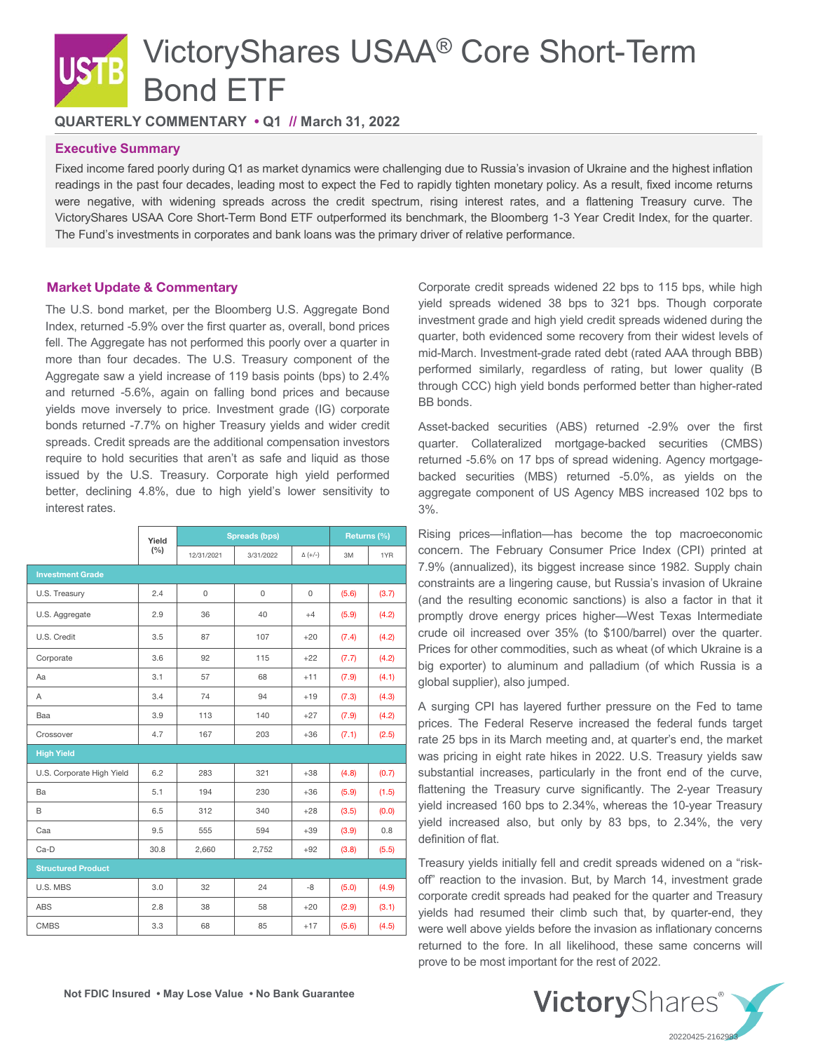# VictoryShares USAA® Core Short-Term Bond ETF

**QUARTERLY COMMENTARY • Q1 // March 31, 2022**

## Executive Summary

Fixed income fared poorly during Q1 as market dynamics were challenging due to Russia's invasion of Ukraine and the highest inflation readings in the past four decades, leading most to expect the Fed to rapidly tighten monetary policy. As a result, fixed income returns were negative, with widening spreads across the credit spectrum, rising interest rates, and a flattening Treasury curve. The VictoryShares USAA Core Short-Term Bond ETF outperformed its benchmark, the Bloomberg 1-3 Year Credit Index, for the quarter. The Fund's investments in corporates and bank loans was the primary driver of relative performance.

## Market Update & Commentary

The U.S. bond market, per the Bloomberg U.S. Aggregate Bond Index, returned -5.9% over the first quarter as, overall, bond prices fell. The Aggregate has not performed this poorly over a quarter in more than four decades. The U.S. Treasury component of the Aggregate saw a yield increase of 119 basis points (bps) to 2.4% and returned -5.6%, again on falling bond prices and because yields move inversely to price. Investment grade (IG) corporate bonds returned -7.7% on higher Treasury yields and wider credit spreads. Credit spreads are the additional compensation investors require to hold securities that aren't as safe and liquid as those issued by the U.S. Treasury. Corporate high yield performed better, declining 4.8%, due to high yield's lower sensitivity to interest rates.

| | Yield (%) | Spreads (bps) | | | Returns (%) | |
|---|---|---|---|---|---|---|
| | | 12/31/2021 | 3/31/2022 | Δ (+/-) | 3M | 1YR |
| **Investment Grade** | | | | | | |
| U.S. Treasury | 2.4 | 0 | 0 | 0 | (5.6) | (3.7) |
| U.S. Aggregate | 2.9 | 36 | 40 | +4 | (5.9) | (4.2) |
| U.S. Credit | 3.5 | 87 | 107 | +20 | (7.4) | (4.2) |
| Corporate | 3.6 | 92 | 115 | +22 | (7.7) | (4.2) |
| Aa | 3.1 | 57 | 68 | +11 | (7.9) | (4.1) |
| A | 3.4 | 74 | 94 | +19 | (7.3) | (4.3) |
| Baa | 3.9 | 113 | 140 | +27 | (7.9) | (4.2) |
| Crossover | 4.7 | 167 | 203 | +36 | (7.1) | (2.5) |
| **High Yield** | | | | | | |
| U.S. Corporate High Yield | 6.2 | 283 | 321 | +38 | (4.8) | (0.7) |
| Ba | 5.1 | 194 | 230 | +36 | (5.9) | (1.5) |
| B | 6.5 | 312 | 340 | +28 | (3.5) | (0.0) |
| Caa | 9.5 | 555 | 594 | +39 | (3.9) | 0.8 |
| Ca-D | 30.8 | 2,660 | 2,752 | +92 | (3.8) | (5.5) |
| **Structured Product** | | | | | | |
| U.S. MBS | 3.0 | 32 | 24 | -8 | (5.0) | (4.9) |
| ABS | 2.8 | 38 | 58 | +20 | (2.9) | (3.1) |
| CMBS | 3.3 | 68 | 85 | +17 | (5.6) | (4.5) |

Corporate credit spreads widened 22 bps to 115 bps, while high yield spreads widened 38 bps to 321 bps. Though corporate investment grade and high yield credit spreads widened during the quarter, both evidenced some recovery from their widest levels of mid-March. Investment-grade rated debt (rated AAA through BBB) performed similarly, regardless of rating, but lower quality (B through CCC) high yield bonds performed better than higher-rated BB bonds.

Asset-backed securities (ABS) returned -2.9% over the first quarter. Collateralized mortgage-backed securities (CMBS) returned -5.6% on 17 bps of spread widening. Agency mortgage-backed securities (MBS) returned -5.0%, as yields on the aggregate component of US Agency MBS increased 102 bps to 3%.

Rising prices—inflation—has become the top macroeconomic concern. The February Consumer Price Index (CPI) printed at 7.9% (annualized), its biggest increase since 1982. Supply chain constraints are a lingering cause, but Russia's invasion of Ukraine (and the resulting economic sanctions) is also a factor in that it promptly drove energy prices higher—West Texas Intermediate crude oil increased over 35% (to $100/barrel) over the quarter. Prices for other commodities, such as wheat (of which Ukraine is a big exporter) to aluminum and palladium (of which Russia is a global supplier), also jumped.

A surging CPI has layered further pressure on the Fed to tame prices. The Federal Reserve increased the federal funds target rate 25 bps in its March meeting and, at quarter's end, the market was pricing in eight rate hikes in 2022. U.S. Treasury yields saw substantial increases, particularly in the front end of the curve, flattening the Treasury curve significantly. The 2-year Treasury yield increased 160 bps to 2.34%, whereas the 10-year Treasury yield increased also, but only by 83 bps, to 2.34%, the very definition of flat.

Treasury yields initially fell and credit spreads widened on a "risk-off" reaction to the invasion. But, by March 14, investment grade corporate credit spreads had peaked for the quarter and Treasury yields had resumed their climb such that, by quarter-end, they were well above yields before the invasion as inflationary concerns returned to the fore. In all likelihood, these same concerns will prove to be most important for the rest of 2022.

Not FDIC Insured • May Lose Value • No Bank Guarantee

20220425-2162983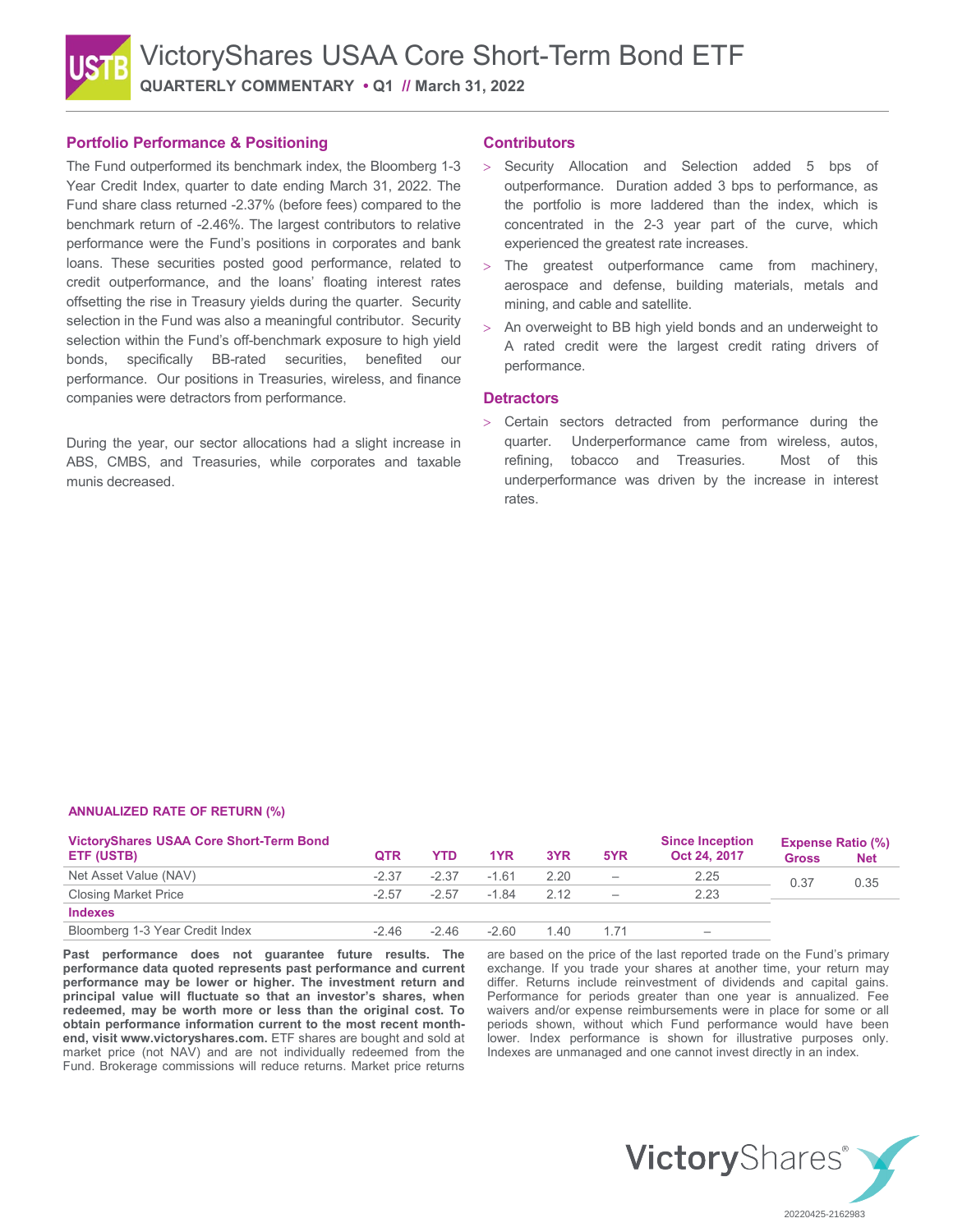# VictoryShares USAA Core Short-Term Bond ETF

**QUARTERLY COMMENTARY • Q1 // March 31, 2022**

## Portfolio Performance & Positioning

The Fund outperformed its benchmark index, the Bloomberg 1-3 Year Credit Index, quarter to date ending March 31, 2022. The Fund share class returned -2.37% (before fees) compared to the benchmark return of -2.46%. The largest contributors to relative performance were the Fund's positions in corporates and bank loans. These securities posted good performance, related to credit outperformance, and the loans' floating interest rates offsetting the rise in Treasury yields during the quarter. Security selection in the Fund was also a meaningful contributor. Security selection within the Fund's off-benchmark exposure to high yield bonds, specifically BB-rated securities, benefited our performance. Our positions in Treasuries, wireless, and finance companies were detractors from performance.

During the year, our sector allocations had a slight increase in ABS, CMBS, and Treasuries, while corporates and taxable munis decreased.

## Contributors

- Security Allocation and Selection added 5 bps of outperformance. Duration added 3 bps to performance, as the portfolio is more laddered than the index, which is concentrated in the 2-3 year part of the curve, which experienced the greatest rate increases.
- The greatest outperformance came from machinery, aerospace and defense, building materials, metals and mining, and cable and satellite.
- An overweight to BB high yield bonds and an underweight to A rated credit were the largest credit rating drivers of performance.

## Detractors

- Certain sectors detracted from performance during the quarter. Underperformance came from wireless, autos, refining, tobacco and Treasuries. Most of this underperformance was driven by the increase in interest rates.

### ANNUALIZED RATE OF RETURN (%)

| VictoryShares USAA Core Short-Term Bond ETF (USTB) | QTR | YTD | 1YR | 3YR | 5YR | Since Inception Oct 24, 2017 | Expense Ratio (%) Gross | Net |
|---|---|---|---|---|---|---|---|---|
| Net Asset Value (NAV) | -2.37 | -2.37 | -1.61 | 2.20 | – | 2.25 | 0.37 | 0.35 |
| Closing Market Price | -2.57 | -2.57 | -1.84 | 2.12 | – | 2.23 | | |
| **Indexes** | | | | | | | | |
| Bloomberg 1-3 Year Credit Index | -2.46 | -2.46 | -2.60 | 1.40 | 1.71 | – | | |

**Past performance does not guarantee future results. The performance data quoted represents past performance and current performance may be lower or higher. The investment return and principal value will fluctuate so that an investor's shares, when redeemed, may be worth more or less than the original cost. To obtain performance information current to the most recent month-end, visit www.victoryshares.com.** ETF shares are bought and sold at market price (not NAV) and are not individually redeemed from the Fund. Brokerage commissions will reduce returns. Market price returns are based on the price of the last reported trade on the Fund's primary exchange. If you trade your shares at another time, your return may differ. Returns include reinvestment of dividends and capital gains. Performance for periods greater than one year is annualized. Fee waivers and/or expense reimbursements were in place for some or all periods shown, without which Fund performance would have been lower. Index performance is shown for illustrative purposes only. Indexes are unmanaged and one cannot invest directly in an index.

20220425-2162983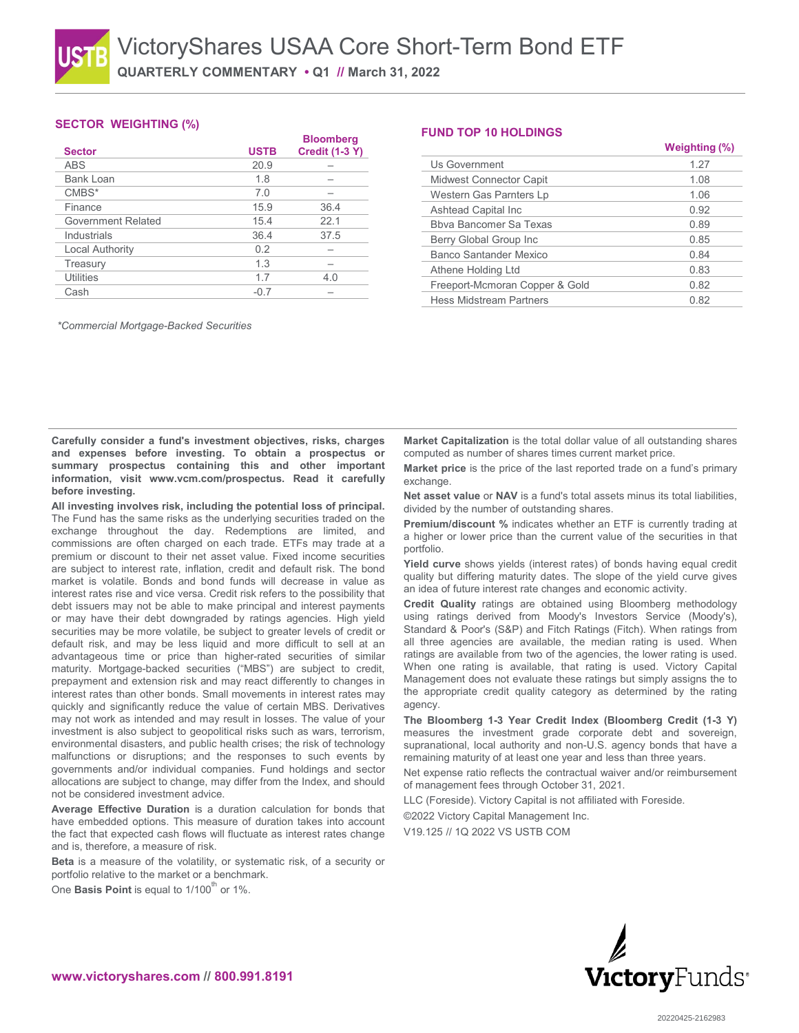## SECTOR WEIGHTING (%)

| Sector | USTB | Bloomberg Credit (1-3 Y) |
|---|---|---|
| ABS | 20.9 | – |
| Bank Loan | 1.8 | – |
| CMBS* | 7.0 | – |
| Finance | 15.9 | 36.4 |
| Government Related | 15.4 | 22.1 |
| Industrials | 36.4 | 37.5 |
| Local Authority | 0.2 | – |
| Treasury | 1.3 | – |
| Utilities | 1.7 | 4.0 |
| Cash | -0.7 | – |

*\*Commercial Mortgage-Backed Securities*

## FUND TOP 10 HOLDINGS

| | Weighting (%) |
|---|---|
| Us Government | 1.27 |
| Midwest Connector Capit | 1.08 |
| Western Gas Parnters Lp | 1.06 |
| Ashtead Capital Inc | 0.92 |
| Bbva Bancomer Sa Texas | 0.89 |
| Berry Global Group Inc | 0.85 |
| Banco Santander Mexico | 0.84 |
| Athene Holding Ltd | 0.83 |
| Freeport-Mcmoran Copper & Gold | 0.82 |
| Hess Midstream Partners | 0.82 |

**Carefully consider a fund's investment objectives, risks, charges and expenses before investing. To obtain a prospectus or summary prospectus containing this and other important information, visit www.vcm.com/prospectus. Read it carefully before investing.**

**All investing involves risk, including the potential loss of principal.** The Fund has the same risks as the underlying securities traded on the exchange throughout the day. Redemptions are limited, and commissions are often charged on each trade. ETFs may trade at a premium or discount to their net asset value. Fixed income securities are subject to interest rate, inflation, credit and default risk. The bond market is volatile. Bonds and bond funds will decrease in value as interest rates rise and vice versa. Credit risk refers to the possibility that debt issuers may not be able to make principal and interest payments or may have their debt downgraded by ratings agencies. High yield securities may be more volatile, be subject to greater levels of credit or default risk, and may be less liquid and more difficult to sell at an advantageous time or price than higher-rated securities of similar maturity. Mortgage-backed securities ("MBS") are subject to credit, prepayment and extension risk and may react differently to changes in interest rates than other bonds. Small movements in interest rates may quickly and significantly reduce the value of certain MBS. Derivatives may not work as intended and may result in losses. The value of your investment is also subject to geopolitical risks such as wars, terrorism, environmental disasters, and public health crises; the risk of technology malfunctions or disruptions; and the responses to such events by governments and/or individual companies. Fund holdings and sector allocations are subject to change, may differ from the Index, and should not be considered investment advice.

**Average Effective Duration** is a duration calculation for bonds that have embedded options. This measure of duration takes into account the fact that expected cash flows will fluctuate as interest rates change and is, therefore, a measure of risk.

**Beta** is a measure of the volatility, or systematic risk, of a security or portfolio relative to the market or a benchmark.

One **Basis Point** is equal to 1/100th or 1%.

**Market Capitalization** is the total dollar value of all outstanding shares computed as number of shares times current market price.

**Market price** is the price of the last reported trade on a fund's primary exchange.

**Net asset value** or **NAV** is a fund's total assets minus its total liabilities, divided by the number of outstanding shares.

**Premium/discount %** indicates whether an ETF is currently trading at a higher or lower price than the current value of the securities in that portfolio.

**Yield curve** shows yields (interest rates) of bonds having equal credit quality but differing maturity dates. The slope of the yield curve gives an idea of future interest rate changes and economic activity.

**Credit Quality** ratings are obtained using Bloomberg methodology using ratings derived from Moody's Investors Service (Moody's), Standard & Poor's (S&P) and Fitch Ratings (Fitch). When ratings from all three agencies are available, the median rating is used. When ratings are available from two of the agencies, the lower rating is used. When one rating is available, that rating is used. Victory Capital Management does not evaluate these ratings but simply assigns the to the appropriate credit quality category as determined by the rating agency.

**The Bloomberg 1-3 Year Credit Index (Bloomberg Credit (1-3 Y)** measures the investment grade corporate debt and sovereign, supranational, local authority and non-U.S. agency bonds that have a remaining maturity of at least one year and less than three years.

Net expense ratio reflects the contractual waiver and/or reimbursement of management fees through October 31, 2021.

LLC (Foreside). Victory Capital is not affiliated with Foreside.

©2022 Victory Capital Management Inc.

V19.125 // 1Q 2022 VS USTB COM

www.victoryshares.com // 800.991.8191

VictoryFunds

20220425-2162983